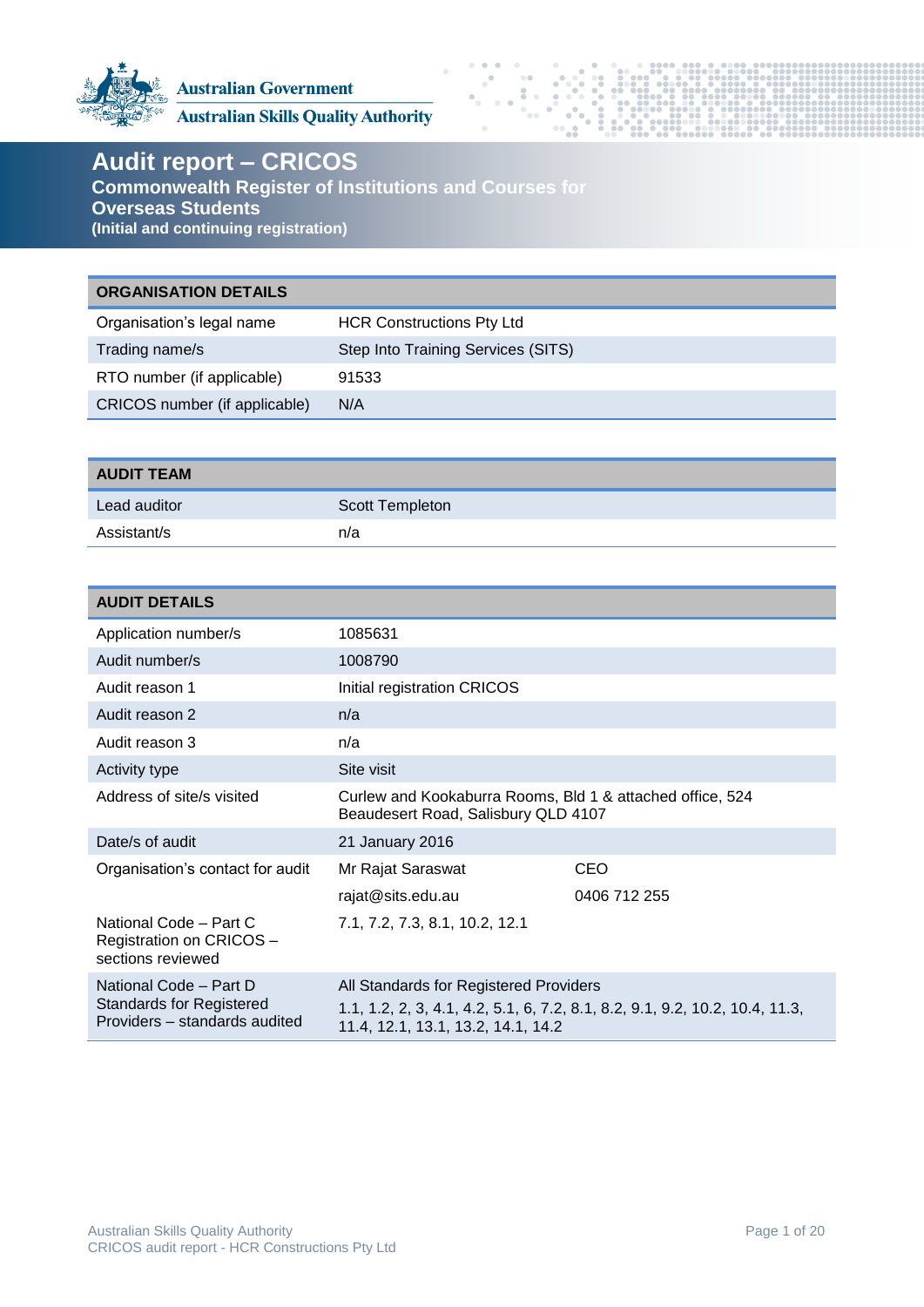Australian Government
Australian Skills Quality Authority

# Audit report – CRICOS

**Commonwealth Register of Institutions and Courses for Overseas Students**

**(Initial and continuing registration)**

| ORGANISATION DETAILS | |
|---|---|
| Organisation's legal name | HCR Constructions Pty Ltd |
| Trading name/s | Step Into Training Services (SITS) |
| RTO number (if applicable) | 91533 |
| CRICOS number (if applicable) | N/A |

| AUDIT TEAM | |
|---|---|
| Lead auditor | Scott Templeton |
| Assistant/s | n/a |

| AUDIT DETAILS | | |
|---|---|---|
| Application number/s | 1085631 | |
| Audit number/s | 1008790 | |
| Audit reason 1 | Initial registration CRICOS | |
| Audit reason 2 | n/a | |
| Audit reason 3 | n/a | |
| Activity type | Site visit | |
| Address of site/s visited | Curlew and Kookaburra Rooms, Bld 1 & attached office, 524 Beaudesert Road, Salisbury QLD 4107 | |
| Date/s of audit | 21 January 2016 | |
| Organisation's contact for audit | Mr Rajat Saraswat | CEO |
| | rajat@sits.edu.au | 0406 712 255 |
| National Code – Part C Registration on CRICOS – sections reviewed | 7.1, 7.2, 7.3, 8.1, 10.2, 12.1 | |
| National Code – Part D Standards for Registered Providers – standards audited | All Standards for Registered Providers<br>1.1, 1.2, 2, 3, 4.1, 4.2, 5.1, 6, 7.2, 8.1, 8.2, 9.1, 9.2, 10.2, 10.4, 11.3, 11.4, 12.1, 13.1, 13.2, 14.1, 14.2 | |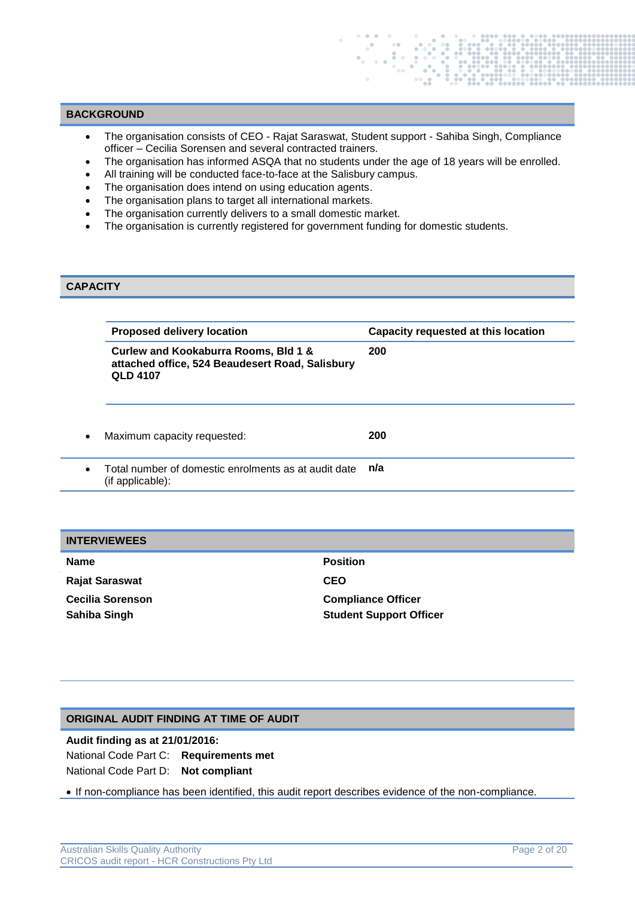## BACKGROUND

- The organisation consists of CEO - Rajat Saraswat, Student support - Sahiba Singh, Compliance officer – Cecilia Sorensen and several contracted trainers.
- The organisation has informed ASQA that no students under the age of 18 years will be enrolled.
- All training will be conducted face-to-face at the Salisbury campus.
- The organisation does intend on using education agents.
- The organisation plans to target all international markets.
- The organisation currently delivers to a small domestic market.
- The organisation is currently registered for government funding for domestic students.

## CAPACITY

| Proposed delivery location | Capacity requested at this location |
|---|---|
| **Curlew and Kookaburra Rooms, Bld 1 & attached office, 524 Beaudesert Road, Salisbury QLD 4107** | **200** |

- Maximum capacity requested: **200**
- Total number of domestic enrolments as at audit date (if applicable): **n/a**

## INTERVIEWEES

| Name | Position |
|---|---|
| **Rajat Saraswat** | **CEO** |
| **Cecilia Sorenson** | **Compliance Officer** |
| **Sahiba Singh** | **Student Support Officer** |

## ORIGINAL AUDIT FINDING AT TIME OF AUDIT

**Audit finding as at 21/01/2016:**

National Code Part C: **Requirements met**

National Code Part D: **Not compliant**

- If non-compliance has been identified, this audit report describes evidence of the non-compliance.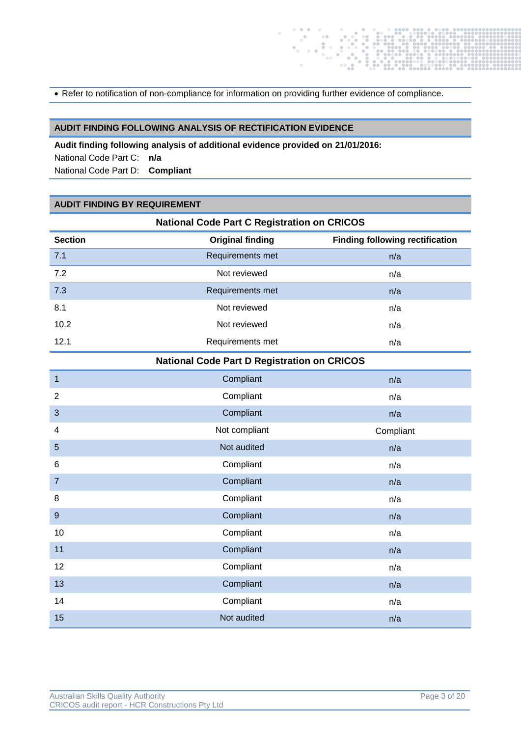- Refer to notification of non-compliance for information on providing further evidence of compliance.

## AUDIT FINDING FOLLOWING ANALYSIS OF RECTIFICATION EVIDENCE

**Audit finding following analysis of additional evidence provided on 21/01/2016:**

National Code Part C: **n/a**

National Code Part D: **Compliant**

## AUDIT FINDING BY REQUIREMENT

| Section | Original finding | Finding following rectification |
|---|---|---|
| **National Code Part C Registration on CRICOS** | | |
| 7.1 | Requirements met | n/a |
| 7.2 | Not reviewed | n/a |
| 7.3 | Requirements met | n/a |
| 8.1 | Not reviewed | n/a |
| 10.2 | Not reviewed | n/a |
| 12.1 | Requirements met | n/a |
| **National Code Part D Registration on CRICOS** | | |
| 1 | Compliant | n/a |
| 2 | Compliant | n/a |
| 3 | Compliant | n/a |
| 4 | Not compliant | Compliant |
| 5 | Not audited | n/a |
| 6 | Compliant | n/a |
| 7 | Compliant | n/a |
| 8 | Compliant | n/a |
| 9 | Compliant | n/a |
| 10 | Compliant | n/a |
| 11 | Compliant | n/a |
| 12 | Compliant | n/a |
| 13 | Compliant | n/a |
| 14 | Compliant | n/a |
| 15 | Not audited | n/a |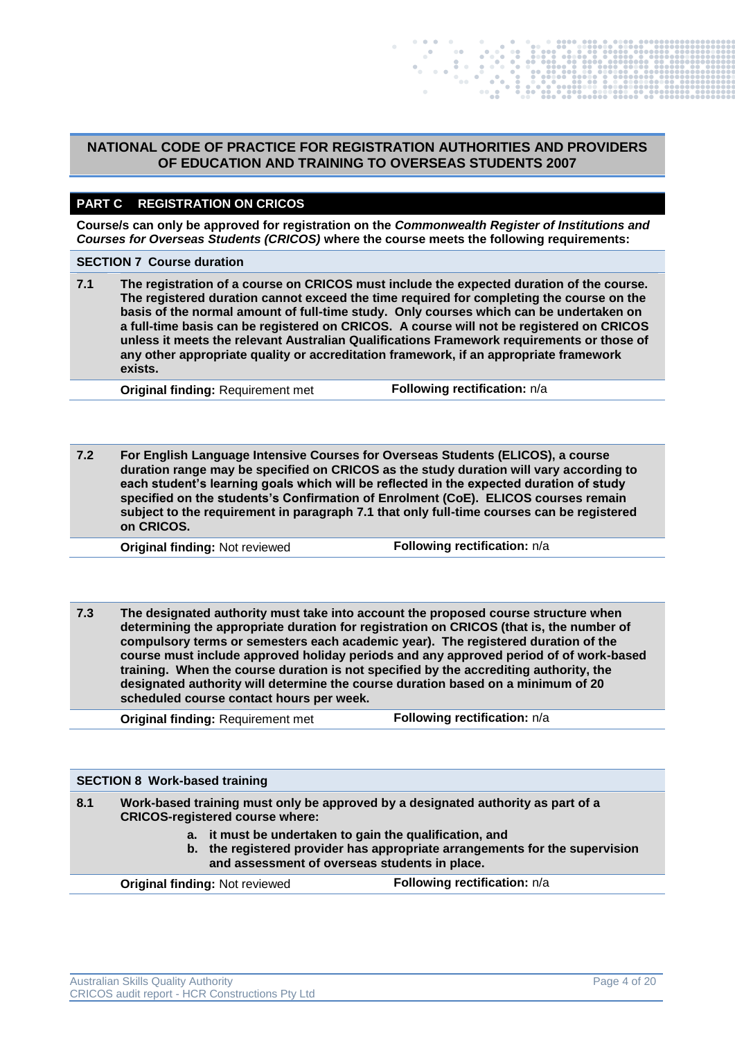## NATIONAL CODE OF PRACTICE FOR REGISTRATION AUTHORITIES AND PROVIDERS OF EDUCATION AND TRAINING TO OVERSEAS STUDENTS 2007

### PART C REGISTRATION ON CRICOS

**Course/s can only be approved for registration on the *Commonwealth Register of Institutions and Courses for Overseas Students (CRICOS)* where the course meets the following requirements:**

#### SECTION 7 Course duration

**7.1** **The registration of a course on CRICOS must include the expected duration of the course. The registered duration cannot exceed the time required for completing the course on the basis of the normal amount of full-time study. Only courses which can be undertaken on a full-time basis can be registered on CRICOS. A course will not be registered on CRICOS unless it meets the relevant Australian Qualifications Framework requirements or those of any other appropriate quality or accreditation framework, if an appropriate framework exists.**

**Original finding:** Requirement met | **Following rectification:** n/a

**7.2** **For English Language Intensive Courses for Overseas Students (ELICOS), a course duration range may be specified on CRICOS as the study duration will vary according to each student's learning goals which will be reflected in the expected duration of study specified on the students's Confirmation of Enrolment (CoE). ELICOS courses remain subject to the requirement in paragraph 7.1 that only full-time courses can be registered on CRICOS.**

**Original finding:** Not reviewed | **Following rectification:** n/a

**7.3** **The designated authority must take into account the proposed course structure when determining the appropriate duration for registration on CRICOS (that is, the number of compulsory terms or semesters each academic year). The registered duration of the course must include approved holiday periods and any approved period of of work-based training. When the course duration is not specified by the accrediting authority, the designated authority will determine the course duration based on a minimum of 20 scheduled course contact hours per week.**

**Original finding:** Requirement met | **Following rectification:** n/a

#### SECTION 8 Work-based training

**8.1** **Work-based training must only be approved by a designated authority as part of a CRICOS-registered course where:**

- **a. it must be undertaken to gain the qualification, and**
- **b. the registered provider has appropriate arrangements for the supervision and assessment of overseas students in place.**

**Original finding:** Not reviewed | **Following rectification:** n/a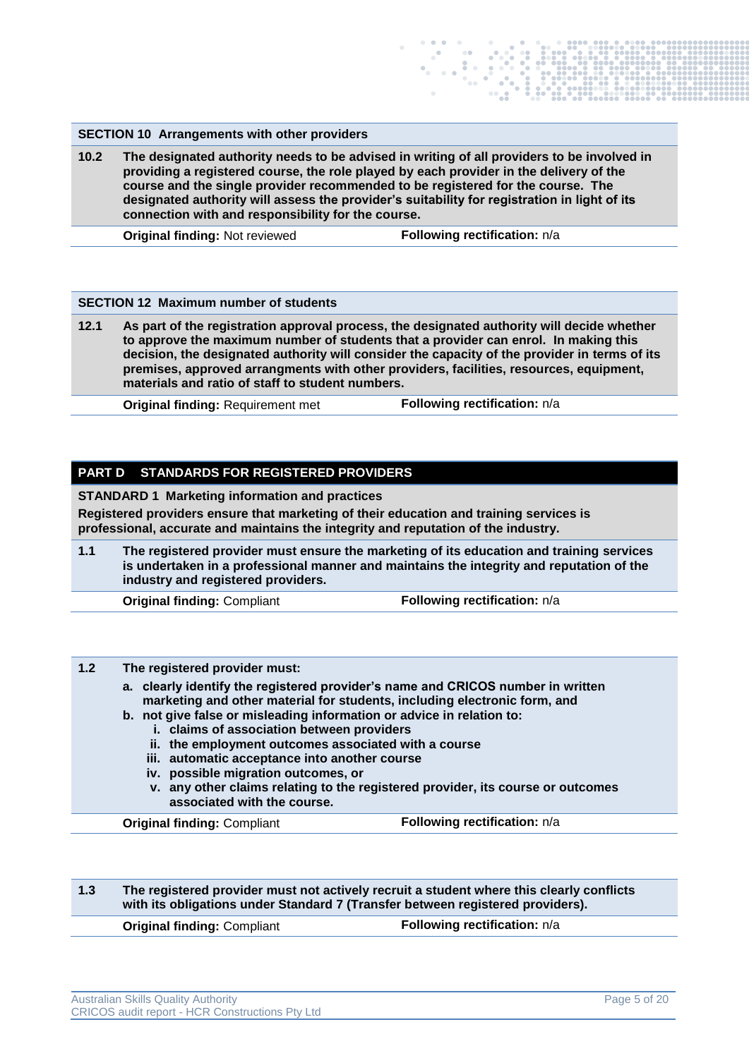### SECTION 10 Arrangements with other providers

**10.2** **The designated authority needs to be advised in writing of all providers to be involved in providing a registered course, the role played by each provider in the delivery of the course and the single provider recommended to be registered for the course. The designated authority will assess the provider's suitability for registration in light of its connection with and responsibility for the course.**

**Original finding:** Not reviewed | **Following rectification:** n/a

### SECTION 12 Maximum number of students

**12.1** **As part of the registration approval process, the designated authority will decide whether to approve the maximum number of students that a provider can enrol. In making this decision, the designated authority will consider the capacity of the provider in terms of its premises, approved arrangments with other providers, facilities, resources, equipment, materials and ratio of staff to student numbers.**

**Original finding:** Requirement met | **Following rectification:** n/a

## PART D STANDARDS FOR REGISTERED PROVIDERS

### STANDARD 1 Marketing information and practices

**Registered providers ensure that marketing of their education and training services is professional, accurate and maintains the integrity and reputation of the industry.**

**1.1** **The registered provider must ensure the marketing of its education and training services is undertaken in a professional manner and maintains the integrity and reputation of the industry and registered providers.**

**Original finding:** Compliant | **Following rectification:** n/a

**1.2** **The registered provider must:**

- **a. clearly identify the registered provider's name and CRICOS number in written marketing and other material for students, including electronic form, and**
- **b. not give false or misleading information or advice in relation to:**
  - **i. claims of association between providers**
  - **ii. the employment outcomes associated with a course**
  - **iii. automatic acceptance into another course**
  - **iv. possible migration outcomes, or**
  - **v. any other claims relating to the registered provider, its course or outcomes associated with the course.**

**Original finding:** Compliant | **Following rectification:** n/a

**1.3** **The registered provider must not actively recruit a student where this clearly conflicts with its obligations under Standard 7 (Transfer between registered providers).**

**Original finding:** Compliant | **Following rectification:** n/a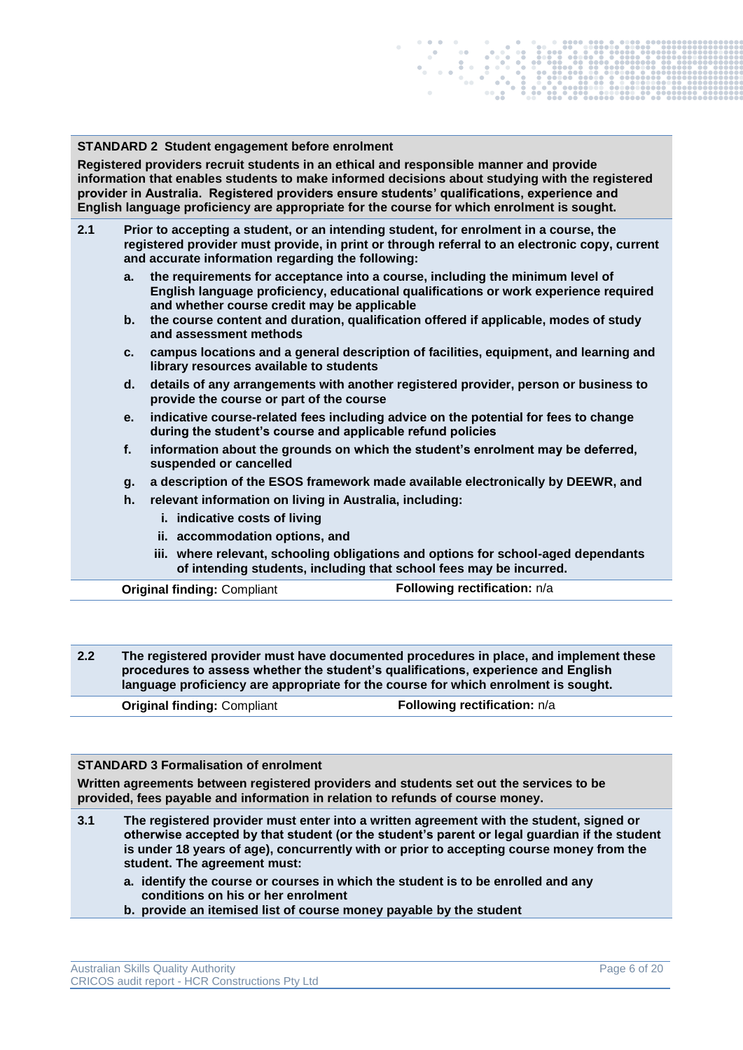**STANDARD 2 Student engagement before enrolment**

**Registered providers recruit students in an ethical and responsible manner and provide information that enables students to make informed decisions about studying with the registered provider in Australia. Registered providers ensure students' qualifications, experience and English language proficiency are appropriate for the course for which enrolment is sought.**

**2.1** **Prior to accepting a student, or an intending student, for enrolment in a course, the registered provider must provide, in print or through referral to an electronic copy, current and accurate information regarding the following:**

- **a. the requirements for acceptance into a course, including the minimum level of English language proficiency, educational qualifications or work experience required and whether course credit may be applicable**
- **b. the course content and duration, qualification offered if applicable, modes of study and assessment methods**
- **c. campus locations and a general description of facilities, equipment, and learning and library resources available to students**
- **d. details of any arrangements with another registered provider, person or business to provide the course or part of the course**
- **e. indicative course-related fees including advice on the potential for fees to change during the student's course and applicable refund policies**
- **f. information about the grounds on which the student's enrolment may be deferred, suspended or cancelled**
- **g. a description of the ESOS framework made available electronically by DEEWR, and**
- **h. relevant information on living in Australia, including:**
  - **i. indicative costs of living**
  - **ii. accommodation options, and**
  - **iii. where relevant, schooling obligations and options for school-aged dependants of intending students, including that school fees may be incurred.**

**Original finding:** Compliant | **Following rectification:** n/a

**2.2** **The registered provider must have documented procedures in place, and implement these procedures to assess whether the student's qualifications, experience and English language proficiency are appropriate for the course for which enrolment is sought.**

**Original finding:** Compliant | **Following rectification:** n/a

**STANDARD 3 Formalisation of enrolment**

**Written agreements between registered providers and students set out the services to be provided, fees payable and information in relation to refunds of course money.**

**3.1** **The registered provider must enter into a written agreement with the student, signed or otherwise accepted by that student (or the student's parent or legal guardian if the student is under 18 years of age), concurrently with or prior to accepting course money from the student. The agreement must:**

- **a. identify the course or courses in which the student is to be enrolled and any conditions on his or her enrolment**
- **b. provide an itemised list of course money payable by the student**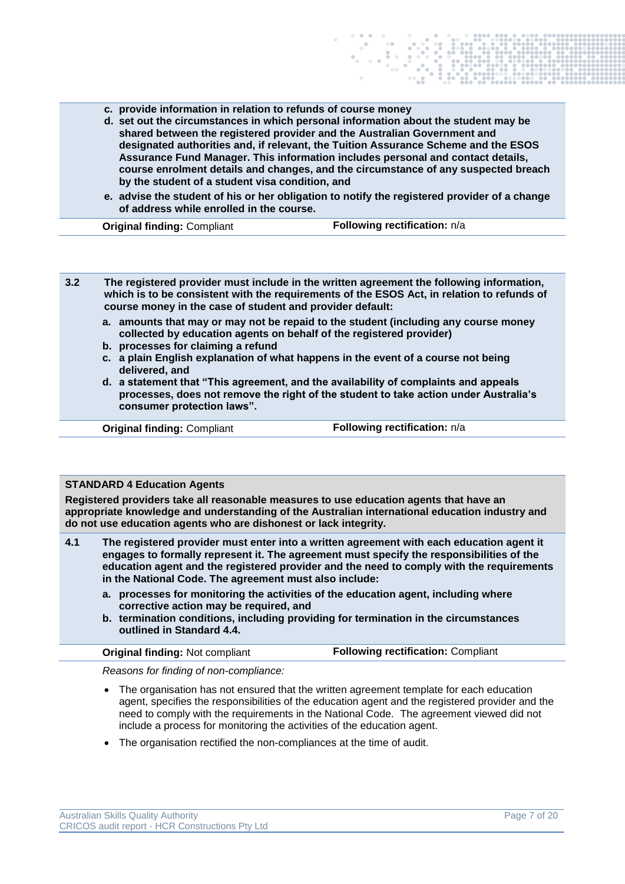c. **provide information in relation to refunds of course money**

d. **set out the circumstances in which personal information about the student may be shared between the registered provider and the Australian Government and designated authorities and, if relevant, the Tuition Assurance Scheme and the ESOS Assurance Fund Manager. This information includes personal and contact details, course enrolment details and changes, and the circumstance of any suspected breach by the student of a student visa condition, and**

e. **advise the student of his or her obligation to notify the registered provider of a change of address while enrolled in the course.**

| **Original finding:** Compliant | **Following rectification:** n/a |
|---|---|

**3.2 The registered provider must include in the written agreement the following information, which is to be consistent with the requirements of the ESOS Act, in relation to refunds of course money in the case of student and provider default:**

a. **amounts that may or may not be repaid to the student (including any course money collected by education agents on behalf of the registered provider)**

b. **processes for claiming a refund**

c. **a plain English explanation of what happens in the event of a course not being delivered, and**

d. **a statement that "This agreement, and the availability of complaints and appeals processes, does not remove the right of the student to take action under Australia's consumer protection laws".**

| **Original finding:** Compliant | **Following rectification:** n/a |
|---|---|

### STANDARD 4 Education Agents

**Registered providers take all reasonable measures to use education agents that have an appropriate knowledge and understanding of the Australian international education industry and do not use education agents who are dishonest or lack integrity.**

**4.1 The registered provider must enter into a written agreement with each education agent it engages to formally represent it. The agreement must specify the responsibilities of the education agent and the registered provider and the need to comply with the requirements in the National Code. The agreement must also include:**

a. **processes for monitoring the activities of the education agent, including where corrective action may be required, and**

b. **termination conditions, including providing for termination in the circumstances outlined in Standard 4.4.**

| **Original finding:** Not compliant | **Following rectification:** Compliant |
|---|---|

*Reasons for finding of non-compliance:*

- The organisation has not ensured that the written agreement template for each education agent, specifies the responsibilities of the education agent and the registered provider and the need to comply with the requirements in the National Code. The agreement viewed did not include a process for monitoring the activities of the education agent.
- The organisation rectified the non-compliances at the time of audit.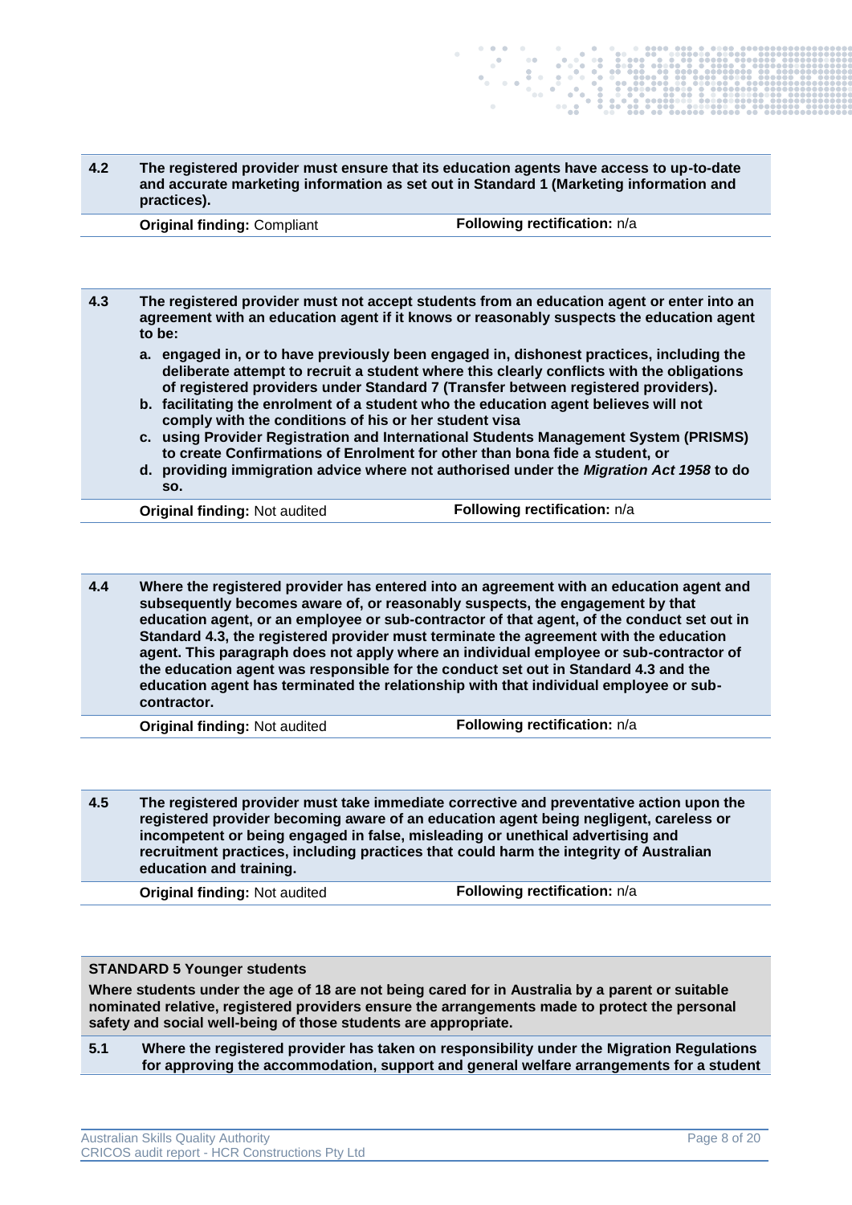| | |
|---|---|
| **4.2** | **The registered provider must ensure that its education agents have access to up-to-date and accurate marketing information as set out in Standard 1 (Marketing information and practices).** |
| | **Original finding:** Compliant — **Following rectification:** n/a |

| | |
|---|---|
| **4.3** | **The registered provider must not accept students from an education agent or enter into an agreement with an education agent if it knows or reasonably suspects the education agent to be:** |
| | **a. engaged in, or to have previously been engaged in, dishonest practices, including the deliberate attempt to recruit a student where this clearly conflicts with the obligations of registered providers under Standard 7 (Transfer between registered providers).** |
| | **b. facilitating the enrolment of a student who the education agent believes will not comply with the conditions of his or her student visa** |
| | **c. using Provider Registration and International Students Management System (PRISMS) to create Confirmations of Enrolment for other than bona fide a student, or** |
| | **d. providing immigration advice where not authorised under the *Migration Act 1958* to do so.** |
| | **Original finding:** Not audited — **Following rectification:** n/a |

| | |
|---|---|
| **4.4** | **Where the registered provider has entered into an agreement with an education agent and subsequently becomes aware of, or reasonably suspects, the engagement by that education agent, or an employee or sub-contractor of that agent, of the conduct set out in Standard 4.3, the registered provider must terminate the agreement with the education agent. This paragraph does not apply where an individual employee or sub-contractor of the education agent was responsible for the conduct set out in Standard 4.3 and the education agent has terminated the relationship with that individual employee or sub-contractor.** |
| | **Original finding:** Not audited — **Following rectification:** n/a |

| | |
|---|---|
| **4.5** | **The registered provider must take immediate corrective and preventative action upon the registered provider becoming aware of an education agent being negligent, careless or incompetent or being engaged in false, misleading or unethical advertising and recruitment practices, including practices that could harm the integrity of Australian education and training.** |
| | **Original finding:** Not audited — **Following rectification:** n/a |

**STANDARD 5 Younger students**

**Where students under the age of 18 are not being cared for in Australia by a parent or suitable nominated relative, registered providers ensure the arrangements made to protect the personal safety and social well-being of those students are appropriate.**

| | |
|---|---|
| **5.1** | **Where the registered provider has taken on responsibility under the Migration Regulations for approving the accommodation, support and general welfare arrangements for a student** |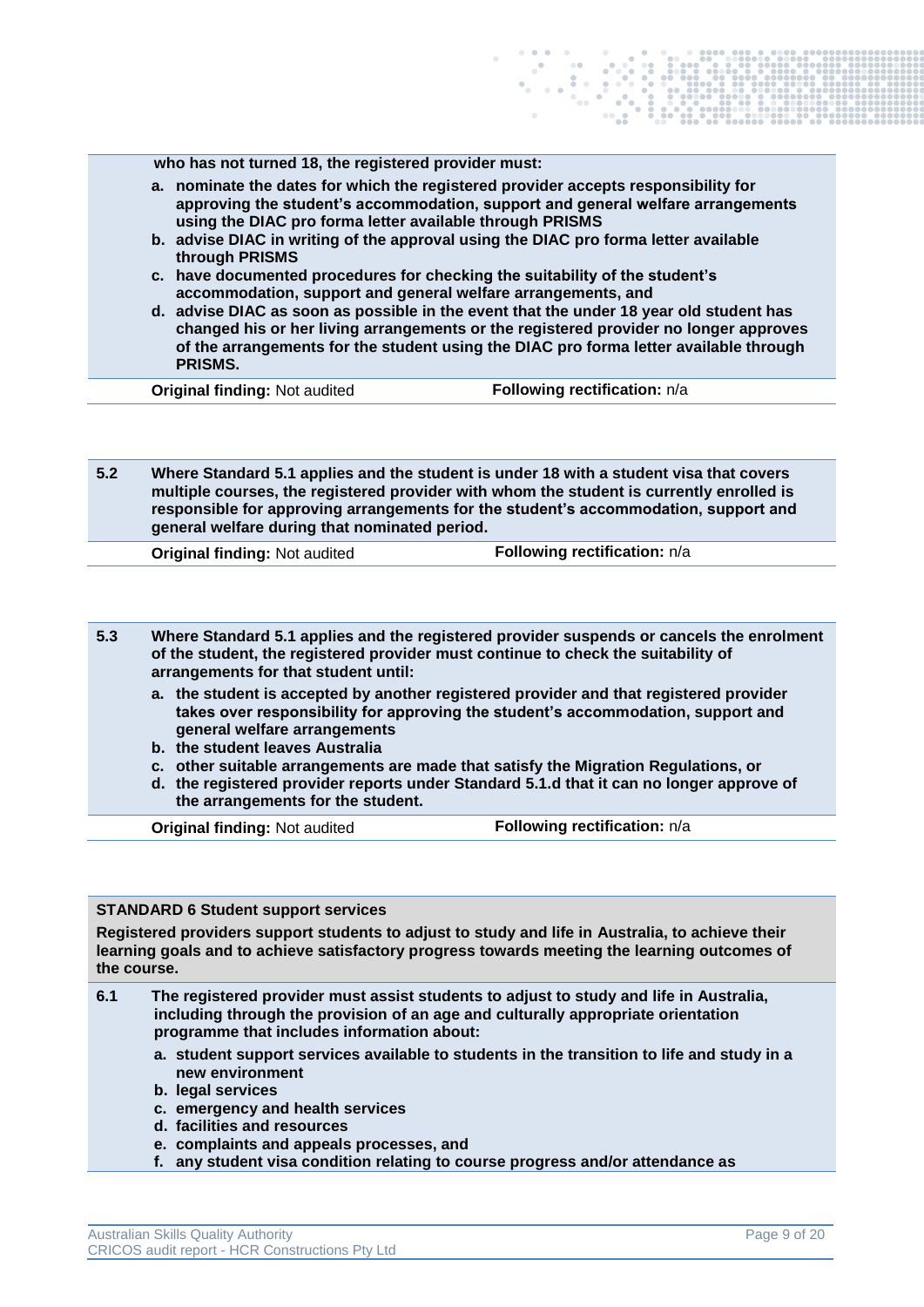**who has not turned 18, the registered provider must:**

- **a. nominate the dates for which the registered provider accepts responsibility for approving the student's accommodation, support and general welfare arrangements using the DIAC pro forma letter available through PRISMS**
- **b. advise DIAC in writing of the approval using the DIAC pro forma letter available through PRISMS**
- **c. have documented procedures for checking the suitability of the student's accommodation, support and general welfare arrangements, and**
- **d. advise DIAC as soon as possible in the event that the under 18 year old student has changed his or her living arrangements or the registered provider no longer approves of the arrangements for the student using the DIAC pro forma letter available through PRISMS.**

**Original finding:** Not audited | **Following rectification:** n/a

**5.2** **Where Standard 5.1 applies and the student is under 18 with a student visa that covers multiple courses, the registered provider with whom the student is currently enrolled is responsible for approving arrangements for the student's accommodation, support and general welfare during that nominated period.**

**Original finding:** Not audited | **Following rectification:** n/a

**5.3** **Where Standard 5.1 applies and the registered provider suspends or cancels the enrolment of the student, the registered provider must continue to check the suitability of arrangements for that student until:**

- **a. the student is accepted by another registered provider and that registered provider takes over responsibility for approving the student's accommodation, support and general welfare arrangements**
- **b. the student leaves Australia**
- **c. other suitable arrangements are made that satisfy the Migration Regulations, or**
- **d. the registered provider reports under Standard 5.1.d that it can no longer approve of the arrangements for the student.**

**Original finding:** Not audited | **Following rectification:** n/a

## STANDARD 6 Student support services

**Registered providers support students to adjust to study and life in Australia, to achieve their learning goals and to achieve satisfactory progress towards meeting the learning outcomes of the course.**

**6.1** **The registered provider must assist students to adjust to study and life in Australia, including through the provision of an age and culturally appropriate orientation programme that includes information about:**

- **a. student support services available to students in the transition to life and study in a new environment**
- **b. legal services**
- **c. emergency and health services**
- **d. facilities and resources**
- **e. complaints and appeals processes, and**
- **f. any student visa condition relating to course progress and/or attendance as**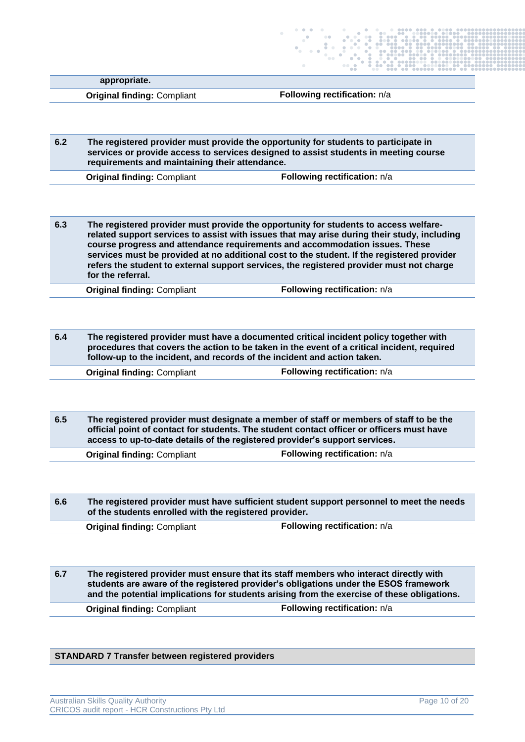**appropriate.**

**Original finding:** Compliant **Following rectification:** n/a

**6.2 The registered provider must provide the opportunity for students to participate in services or provide access to services designed to assist students in meeting course requirements and maintaining their attendance.**

**Original finding:** Compliant **Following rectification:** n/a

**6.3 The registered provider must provide the opportunity for students to access welfare-related support services to assist with issues that may arise during their study, including course progress and attendance requirements and accommodation issues. These services must be provided at no additional cost to the student. If the registered provider refers the student to external support services, the registered provider must not charge for the referral.**

**Original finding:** Compliant **Following rectification:** n/a

**6.4 The registered provider must have a documented critical incident policy together with procedures that covers the action to be taken in the event of a critical incident, required follow-up to the incident, and records of the incident and action taken.**

**Original finding:** Compliant **Following rectification:** n/a

**6.5 The registered provider must designate a member of staff or members of staff to be the official point of contact for students. The student contact officer or officers must have access to up-to-date details of the registered provider's support services.**

**Original finding:** Compliant **Following rectification:** n/a

**6.6 The registered provider must have sufficient student support personnel to meet the needs of the students enrolled with the registered provider.**

**Original finding:** Compliant **Following rectification:** n/a

**6.7 The registered provider must ensure that its staff members who interact directly with students are aware of the registered provider's obligations under the ESOS framework and the potential implications for students arising from the exercise of these obligations.**

**Original finding:** Compliant **Following rectification:** n/a

## STANDARD 7 Transfer between registered providers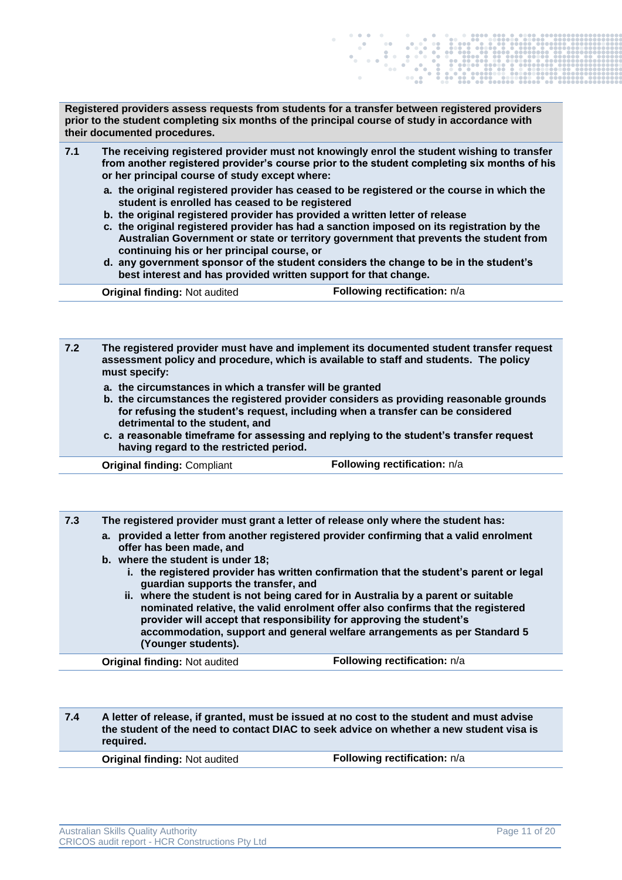**Registered providers assess requests from students for a transfer between registered providers prior to the student completing six months of the principal course of study in accordance with their documented procedures.**

**7.1 The receiving registered provider must not knowingly enrol the student wishing to transfer from another registered provider's course prior to the student completing six months of his or her principal course of study except where:**

- **a. the original registered provider has ceased to be registered or the course in which the student is enrolled has ceased to be registered**
- **b. the original registered provider has provided a written letter of release**
- **c. the original registered provider has had a sanction imposed on its registration by the Australian Government or state or territory government that prevents the student from continuing his or her principal course, or**
- **d. any government sponsor of the student considers the change to be in the student's best interest and has provided written support for that change.**

**Original finding:** Not audited | **Following rectification:** n/a

**7.2 The registered provider must have and implement its documented student transfer request assessment policy and procedure, which is available to staff and students. The policy must specify:**

- **a. the circumstances in which a transfer will be granted**
- **b. the circumstances the registered provider considers as providing reasonable grounds for refusing the student's request, including when a transfer can be considered detrimental to the student, and**
- **c. a reasonable timeframe for assessing and replying to the student's transfer request having regard to the restricted period.**

**Original finding:** Compliant | **Following rectification:** n/a

**7.3 The registered provider must grant a letter of release only where the student has:**

- **a. provided a letter from another registered provider confirming that a valid enrolment offer has been made, and**
- **b. where the student is under 18;**
  - **i. the registered provider has written confirmation that the student's parent or legal guardian supports the transfer, and**
  - **ii. where the student is not being cared for in Australia by a parent or suitable nominated relative, the valid enrolment offer also confirms that the registered provider will accept that responsibility for approving the student's accommodation, support and general welfare arrangements as per Standard 5 (Younger students).**

**Original finding:** Not audited | **Following rectification:** n/a

**7.4 A letter of release, if granted, must be issued at no cost to the student and must advise the student of the need to contact DIAC to seek advice on whether a new student visa is required.**

**Original finding:** Not audited | **Following rectification:** n/a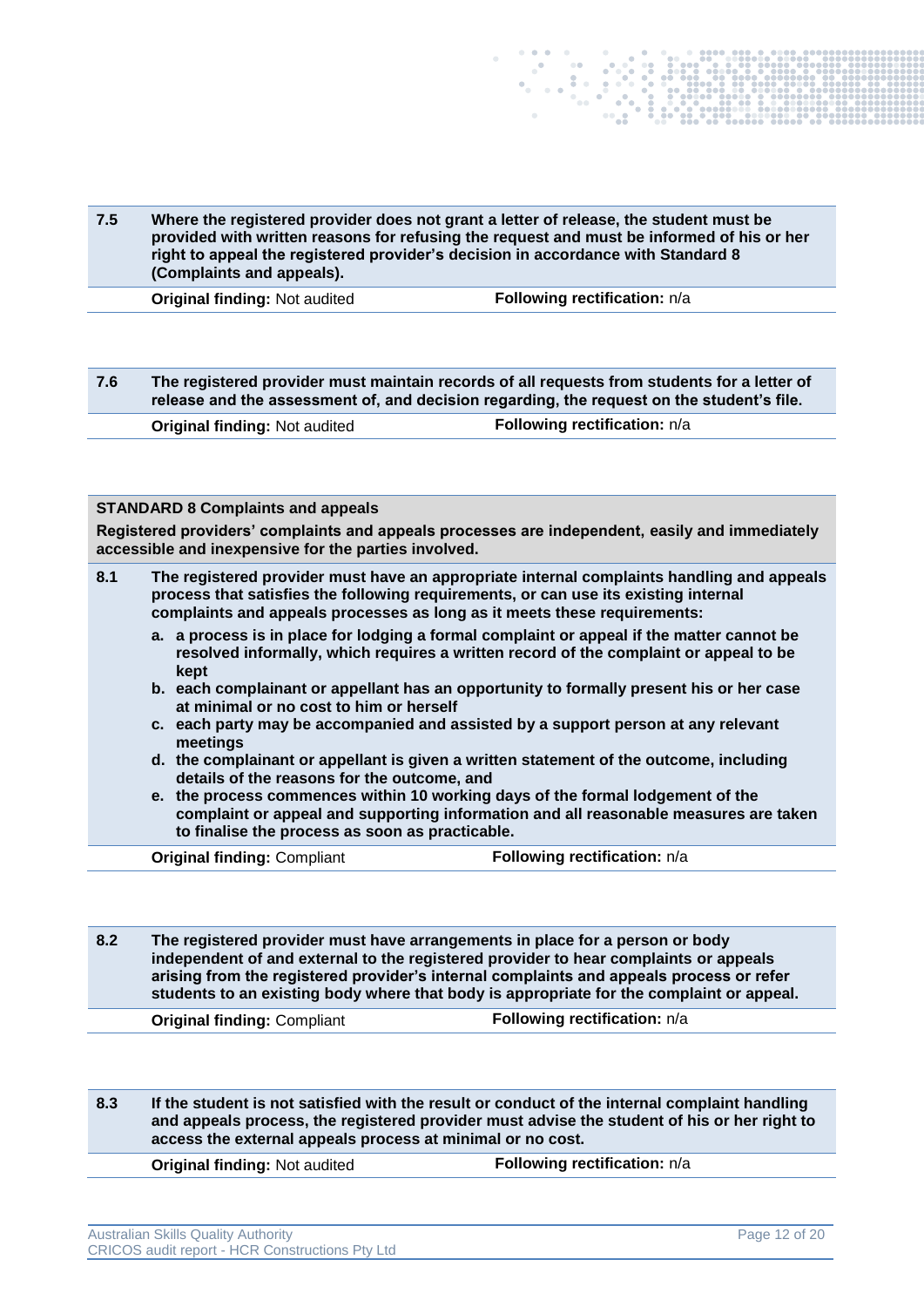| | | |
|---|---|---|
| **7.5** | **Where the registered provider does not grant a letter of release, the student must be provided with written reasons for refusing the request and must be informed of his or her right to appeal the registered provider's decision in accordance with Standard 8 (Complaints and appeals).** | |
| | **Original finding:** Not audited | **Following rectification:** n/a |

| | | |
|---|---|---|
| **7.6** | **The registered provider must maintain records of all requests from students for a letter of release and the assessment of, and decision regarding, the request on the student's file.** | |
| | **Original finding:** Not audited | **Following rectification:** n/a |

**STANDARD 8 Complaints and appeals**

**Registered providers' complaints and appeals processes are independent, easily and immediately accessible and inexpensive for the parties involved.**

**8.1** **The registered provider must have an appropriate internal complaints handling and appeals process that satisfies the following requirements, or can use its existing internal complaints and appeals processes as long as it meets these requirements:**

- **a. a process is in place for lodging a formal complaint or appeal if the matter cannot be resolved informally, which requires a written record of the complaint or appeal to be kept**
- **b. each complainant or appellant has an opportunity to formally present his or her case at minimal or no cost to him or herself**
- **c. each party may be accompanied and assisted by a support person at any relevant meetings**
- **d. the complainant or appellant is given a written statement of the outcome, including details of the reasons for the outcome, and**
- **e. the process commences within 10 working days of the formal lodgement of the complaint or appeal and supporting information and all reasonable measures are taken to finalise the process as soon as practicable.**

**Original finding:** Compliant | **Following rectification:** n/a

| | | |
|---|---|---|
| **8.2** | **The registered provider must have arrangements in place for a person or body independent of and external to the registered provider to hear complaints or appeals arising from the registered provider's internal complaints and appeals process or refer students to an existing body where that body is appropriate for the complaint or appeal.** | |
| | **Original finding:** Compliant | **Following rectification:** n/a |

| | | |
|---|---|---|
| **8.3** | **If the student is not satisfied with the result or conduct of the internal complaint handling and appeals process, the registered provider must advise the student of his or her right to access the external appeals process at minimal or no cost.** | |
| | **Original finding:** Not audited | **Following rectification:** n/a |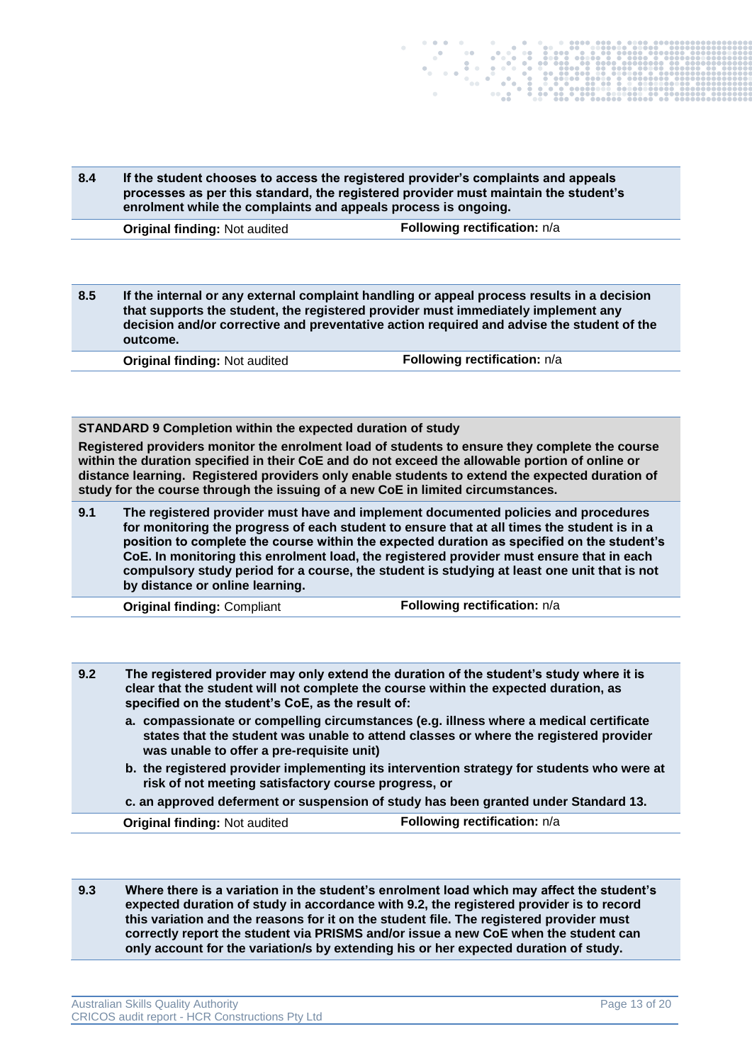| | |
|---|---|
| **8.4** | **If the student chooses to access the registered provider's complaints and appeals processes as per this standard, the registered provider must maintain the student's enrolment while the complaints and appeals process is ongoing.** |
| | **Original finding:** Not audited &nbsp;&nbsp;&nbsp;&nbsp; **Following rectification:** n/a |

| | |
|---|---|
| **8.5** | **If the internal or any external complaint handling or appeal process results in a decision that supports the student, the registered provider must immediately implement any decision and/or corrective and preventative action required and advise the student of the outcome.** |
| | **Original finding:** Not audited &nbsp;&nbsp;&nbsp;&nbsp; **Following rectification:** n/a |

**STANDARD 9 Completion within the expected duration of study**

**Registered providers monitor the enrolment load of students to ensure they complete the course within the duration specified in their CoE and do not exceed the allowable portion of online or distance learning. Registered providers only enable students to extend the expected duration of study for the course through the issuing of a new CoE in limited circumstances.**

| | |
|---|---|
| **9.1** | **The registered provider must have and implement documented policies and procedures for monitoring the progress of each student to ensure that at all times the student is in a position to complete the course within the expected duration as specified on the student's CoE. In monitoring this enrolment load, the registered provider must ensure that in each compulsory study period for a course, the student is studying at least one unit that is not by distance or online learning.** |
| | **Original finding:** Compliant &nbsp;&nbsp;&nbsp;&nbsp; **Following rectification:** n/a |

| | |
|---|---|
| **9.2** | **The registered provider may only extend the duration of the student's study where it is clear that the student will not complete the course within the expected duration, as specified on the student's CoE, as the result of:**<br>**a. compassionate or compelling circumstances (e.g. illness where a medical certificate states that the student was unable to attend classes or where the registered provider was unable to offer a pre-requisite unit)**<br>**b. the registered provider implementing its intervention strategy for students who were at risk of not meeting satisfactory course progress, or**<br>**c. an approved deferment or suspension of study has been granted under Standard 13.** |
| | **Original finding:** Not audited &nbsp;&nbsp;&nbsp;&nbsp; **Following rectification:** n/a |

| | |
|---|---|
| **9.3** | **Where there is a variation in the student's enrolment load which may affect the student's expected duration of study in accordance with 9.2, the registered provider is to record this variation and the reasons for it on the student file. The registered provider must correctly report the student via PRISMS and/or issue a new CoE when the student can only account for the variation/s by extending his or her expected duration of study.** |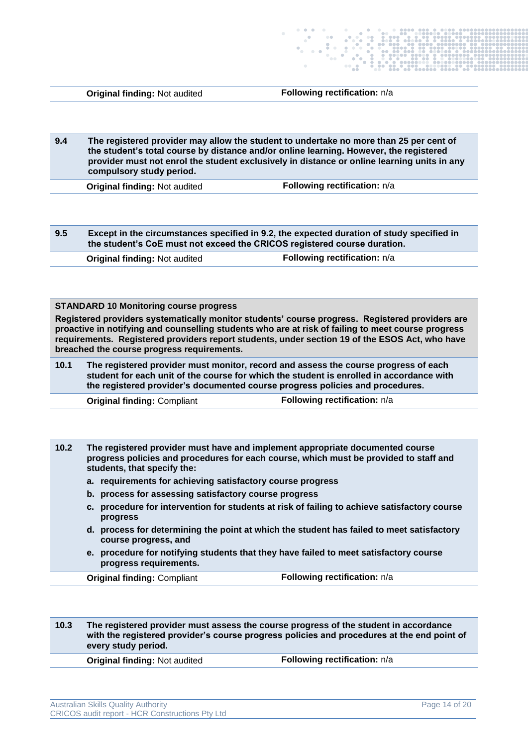**Original finding:** Not audited | **Following rectification:** n/a

**9.4** **The registered provider may allow the student to undertake no more than 25 per cent of the student's total course by distance and/or online learning. However, the registered provider must not enrol the student exclusively in distance or online learning units in any compulsory study period.**

**Original finding:** Not audited | **Following rectification:** n/a

**9.5** **Except in the circumstances specified in 9.2, the expected duration of study specified in the student's CoE must not exceed the CRICOS registered course duration.**

**Original finding:** Not audited | **Following rectification:** n/a

### STANDARD 10 Monitoring course progress

**Registered providers systematically monitor students' course progress. Registered providers are proactive in notifying and counselling students who are at risk of failing to meet course progress requirements. Registered providers report students, under section 19 of the ESOS Act, who have breached the course progress requirements.**

**10.1** **The registered provider must monitor, record and assess the course progress of each student for each unit of the course for which the student is enrolled in accordance with the registered provider's documented course progress policies and procedures.**

**Original finding:** Compliant | **Following rectification:** n/a

**10.2** **The registered provider must have and implement appropriate documented course progress policies and procedures for each course, which must be provided to staff and students, that specify the:**

a. **requirements for achieving satisfactory course progress**
b. **process for assessing satisfactory course progress**
c. **procedure for intervention for students at risk of failing to achieve satisfactory course progress**
d. **process for determining the point at which the student has failed to meet satisfactory course progress, and**
e. **procedure for notifying students that they have failed to meet satisfactory course progress requirements.**

**Original finding:** Compliant | **Following rectification:** n/a

**10.3** **The registered provider must assess the course progress of the student in accordance with the registered provider's course progress policies and procedures at the end point of every study period.**

**Original finding:** Not audited | **Following rectification:** n/a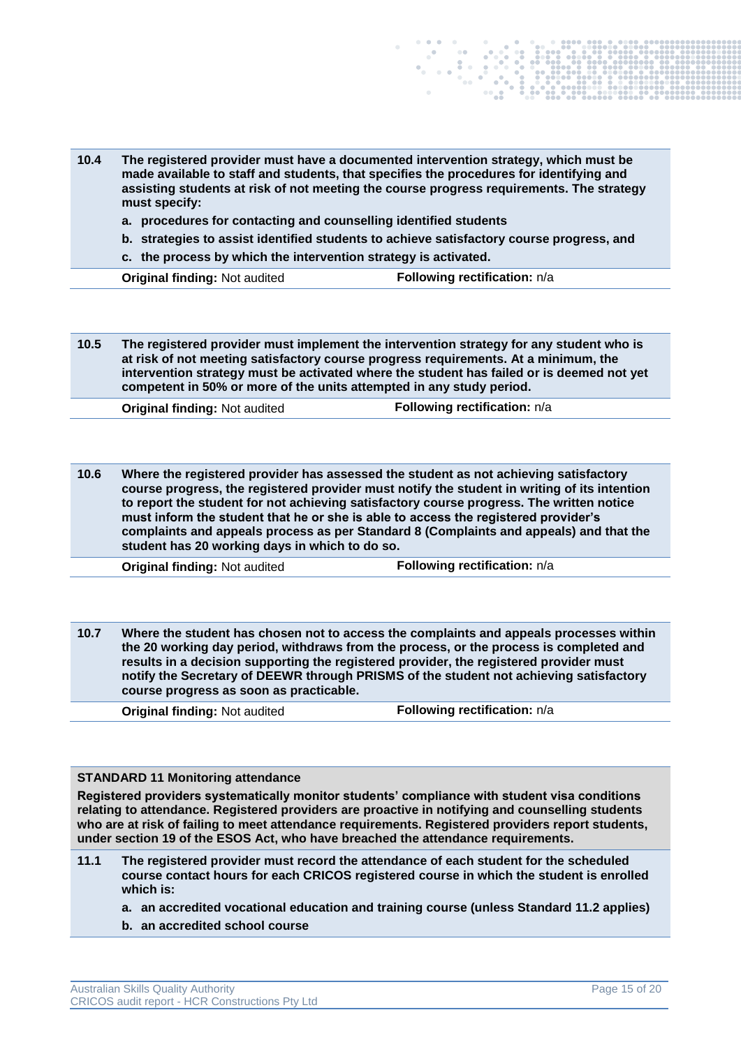**10.4** **The registered provider must have a documented intervention strategy, which must be made available to staff and students, that specifies the procedures for identifying and assisting students at risk of not meeting the course progress requirements. The strategy must specify:**

- **a. procedures for contacting and counselling identified students**
- **b. strategies to assist identified students to achieve satisfactory course progress, and**
- **c. the process by which the intervention strategy is activated.**

**Original finding:** Not audited **Following rectification:** n/a

**10.5** **The registered provider must implement the intervention strategy for any student who is at risk of not meeting satisfactory course progress requirements. At a minimum, the intervention strategy must be activated where the student has failed or is deemed not yet competent in 50% or more of the units attempted in any study period.**

**Original finding:** Not audited **Following rectification:** n/a

**10.6** **Where the registered provider has assessed the student as not achieving satisfactory course progress, the registered provider must notify the student in writing of its intention to report the student for not achieving satisfactory course progress. The written notice must inform the student that he or she is able to access the registered provider's complaints and appeals process as per Standard 8 (Complaints and appeals) and that the student has 20 working days in which to do so.**

**Original finding:** Not audited **Following rectification:** n/a

**10.7** **Where the student has chosen not to access the complaints and appeals processes within the 20 working day period, withdraws from the process, or the process is completed and results in a decision supporting the registered provider, the registered provider must notify the Secretary of DEEWR through PRISMS of the student not achieving satisfactory course progress as soon as practicable.**

**Original finding:** Not audited **Following rectification:** n/a

**STANDARD 11 Monitoring attendance**

**Registered providers systematically monitor students' compliance with student visa conditions relating to attendance. Registered providers are proactive in notifying and counselling students who are at risk of failing to meet attendance requirements. Registered providers report students, under section 19 of the ESOS Act, who have breached the attendance requirements.**

**11.1** **The registered provider must record the attendance of each student for the scheduled course contact hours for each CRICOS registered course in which the student is enrolled which is:**

- **a. an accredited vocational education and training course (unless Standard 11.2 applies)**
- **b. an accredited school course**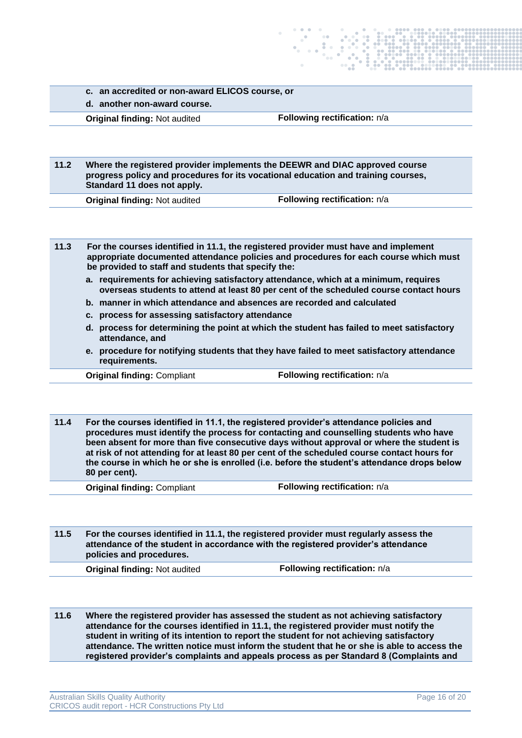c. **an accredited or non-award ELICOS course, or**

d. **another non-award course.**

**Original finding:** Not audited | **Following rectification:** n/a

---

**11.2** **Where the registered provider implements the DEEWR and DIAC approved course progress policy and procedures for its vocational education and training courses, Standard 11 does not apply.**

**Original finding:** Not audited | **Following rectification:** n/a

---

**11.3** **For the courses identified in 11.1, the registered provider must have and implement appropriate documented attendance policies and procedures for each course which must be provided to staff and students that specify the:**

a. **requirements for achieving satisfactory attendance, which at a minimum, requires overseas students to attend at least 80 per cent of the scheduled course contact hours**

b. **manner in which attendance and absences are recorded and calculated**

c. **process for assessing satisfactory attendance**

d. **process for determining the point at which the student has failed to meet satisfactory attendance, and**

e. **procedure for notifying students that they have failed to meet satisfactory attendance requirements.**

**Original finding:** Compliant | **Following rectification:** n/a

---

**11.4** **For the courses identified in 11.1, the registered provider's attendance policies and procedures must identify the process for contacting and counselling students who have been absent for more than five consecutive days without approval or where the student is at risk of not attending for at least 80 per cent of the scheduled course contact hours for the course in which he or she is enrolled (i.e. before the student's attendance drops below 80 per cent).**

**Original finding:** Compliant | **Following rectification:** n/a

---

**11.5** **For the courses identified in 11.1, the registered provider must regularly assess the attendance of the student in accordance with the registered provider's attendance policies and procedures.**

**Original finding:** Not audited | **Following rectification:** n/a

---

**11.6** **Where the registered provider has assessed the student as not achieving satisfactory attendance for the courses identified in 11.1, the registered provider must notify the student in writing of its intention to report the student for not achieving satisfactory attendance. The written notice must inform the student that he or she is able to access the registered provider's complaints and appeals process as per Standard 8 (Complaints and**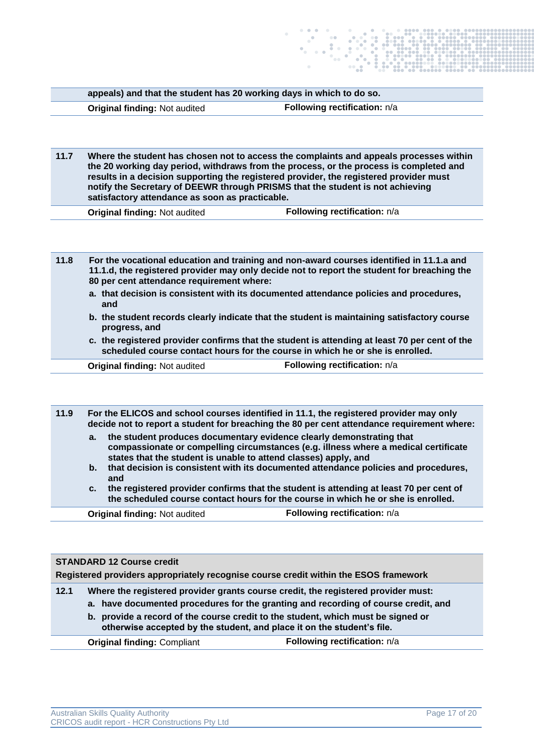**appeals) and that the student has 20 working days in which to do so.**

**Original finding:** Not audited **Following rectification:** n/a

**11.7 Where the student has chosen not to access the complaints and appeals processes within the 20 working day period, withdraws from the process, or the process is completed and results in a decision supporting the registered provider, the registered provider must notify the Secretary of DEEWR through PRISMS that the student is not achieving satisfactory attendance as soon as practicable.**

**Original finding:** Not audited **Following rectification:** n/a

**11.8 For the vocational education and training and non-award courses identified in 11.1.a and 11.1.d, the registered provider may only decide not to report the student for breaching the 80 per cent attendance requirement where:**

**a. that decision is consistent with its documented attendance policies and procedures, and**

**b. the student records clearly indicate that the student is maintaining satisfactory course progress, and**

**c. the registered provider confirms that the student is attending at least 70 per cent of the scheduled course contact hours for the course in which he or she is enrolled.**

**Original finding:** Not audited **Following rectification:** n/a

**11.9 For the ELICOS and school courses identified in 11.1, the registered provider may only decide not to report a student for breaching the 80 per cent attendance requirement where:**

**a. the student produces documentary evidence clearly demonstrating that compassionate or compelling circumstances (e.g. illness where a medical certificate states that the student is unable to attend classes) apply, and**

**b. that decision is consistent with its documented attendance policies and procedures, and**

**c. the registered provider confirms that the student is attending at least 70 per cent of the scheduled course contact hours for the course in which he or she is enrolled.**

**Original finding:** Not audited **Following rectification:** n/a

## STANDARD 12 Course credit

**Registered providers appropriately recognise course credit within the ESOS framework**

**12.1 Where the registered provider grants course credit, the registered provider must:**

**a. have documented procedures for the granting and recording of course credit, and**

**b. provide a record of the course credit to the student, which must be signed or otherwise accepted by the student, and place it on the student's file.**

**Original finding:** Compliant **Following rectification:** n/a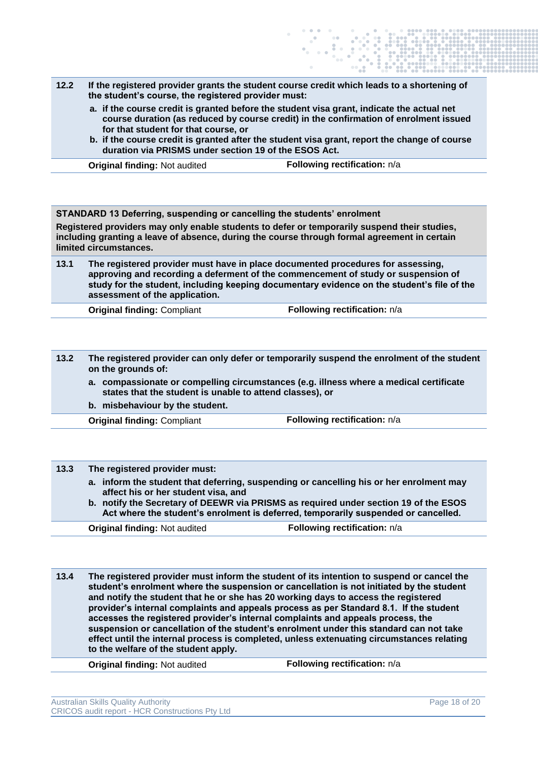**12.2 If the registered provider grants the student course credit which leads to a shortening of the student's course, the registered provider must:**

**a. if the course credit is granted before the student visa grant, indicate the actual net course duration (as reduced by course credit) in the confirmation of enrolment issued for that student for that course, or**

**b. if the course credit is granted after the student visa grant, report the change of course duration via PRISMS under section 19 of the ESOS Act.**

**Original finding:** Not audited | **Following rectification:** n/a

**STANDARD 13 Deferring, suspending or cancelling the students' enrolment**

**Registered providers may only enable students to defer or temporarily suspend their studies, including granting a leave of absence, during the course through formal agreement in certain limited circumstances.**

**13.1 The registered provider must have in place documented procedures for assessing, approving and recording a deferment of the commencement of study or suspension of study for the student, including keeping documentary evidence on the student's file of the assessment of the application.**

**Original finding:** Compliant | **Following rectification:** n/a

**13.2 The registered provider can only defer or temporarily suspend the enrolment of the student on the grounds of:**

**a. compassionate or compelling circumstances (e.g. illness where a medical certificate states that the student is unable to attend classes), or**

**b. misbehaviour by the student.**

**Original finding:** Compliant | **Following rectification:** n/a

**13.3 The registered provider must:**

**a. inform the student that deferring, suspending or cancelling his or her enrolment may affect his or her student visa, and**

**b. notify the Secretary of DEEWR via PRISMS as required under section 19 of the ESOS Act where the student's enrolment is deferred, temporarily suspended or cancelled.**

**Original finding:** Not audited | **Following rectification:** n/a

**13.4 The registered provider must inform the student of its intention to suspend or cancel the student's enrolment where the suspension or cancellation is not initiated by the student and notify the student that he or she has 20 working days to access the registered provider's internal complaints and appeals process as per Standard 8.1. If the student accesses the registered provider's internal complaints and appeals process, the suspension or cancellation of the student's enrolment under this standard can not take effect until the internal process is completed, unless extenuating circumstances relating to the welfare of the student apply.**

**Original finding:** Not audited | **Following rectification:** n/a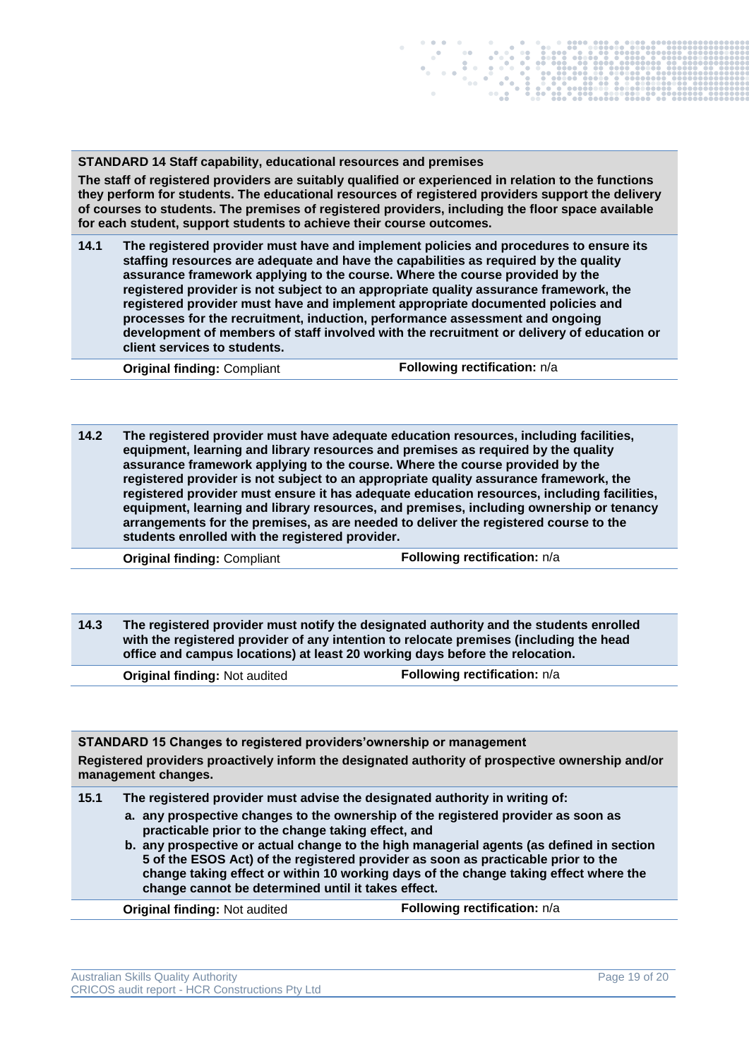**STANDARD 14 Staff capability, educational resources and premises**

**The staff of registered providers are suitably qualified or experienced in relation to the functions they perform for students. The educational resources of registered providers support the delivery of courses to students. The premises of registered providers, including the floor space available for each student, support students to achieve their course outcomes.**

**14.1** **The registered provider must have and implement policies and procedures to ensure its staffing resources are adequate and have the capabilities as required by the quality assurance framework applying to the course. Where the course provided by the registered provider is not subject to an appropriate quality assurance framework, the registered provider must have and implement appropriate documented policies and processes for the recruitment, induction, performance assessment and ongoing development of members of staff involved with the recruitment or delivery of education or client services to students.**

**Original finding:** Compliant | **Following rectification:** n/a

**14.2** **The registered provider must have adequate education resources, including facilities, equipment, learning and library resources and premises as required by the quality assurance framework applying to the course. Where the course provided by the registered provider is not subject to an appropriate quality assurance framework, the registered provider must ensure it has adequate education resources, including facilities, equipment, learning and library resources, and premises, including ownership or tenancy arrangements for the premises, as are needed to deliver the registered course to the students enrolled with the registered provider.**

**Original finding:** Compliant | **Following rectification:** n/a

**14.3** **The registered provider must notify the designated authority and the students enrolled with the registered provider of any intention to relocate premises (including the head office and campus locations) at least 20 working days before the relocation.**

**Original finding:** Not audited | **Following rectification:** n/a

**STANDARD 15 Changes to registered providers'ownership or management**

**Registered providers proactively inform the designated authority of prospective ownership and/or management changes.**

**15.1** **The registered provider must advise the designated authority in writing of:**

a. **any prospective changes to the ownership of the registered provider as soon as practicable prior to the change taking effect, and**
b. **any prospective or actual change to the high managerial agents (as defined in section 5 of the ESOS Act) of the registered provider as soon as practicable prior to the change taking effect or within 10 working days of the change taking effect where the change cannot be determined until it takes effect.**

**Original finding:** Not audited | **Following rectification:** n/a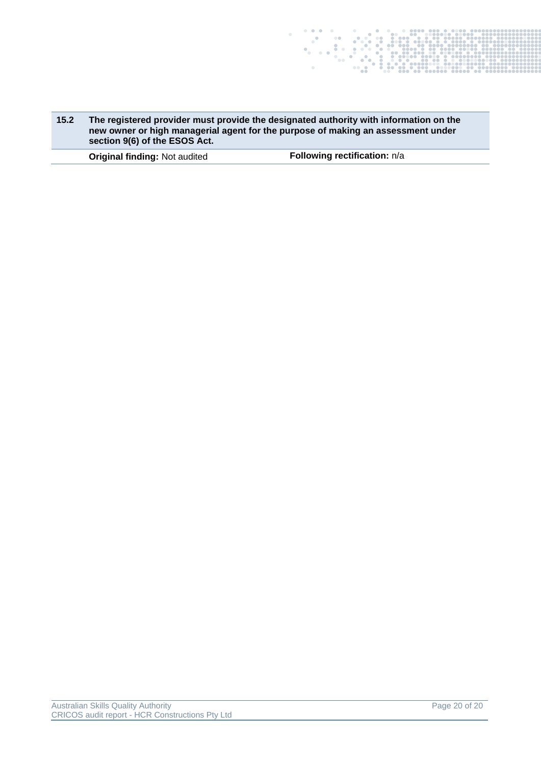| | | |
|---|---|---|
| **15.2** | **The registered provider must provide the designated authority with information on the new owner or high managerial agent for the purpose of making an assessment under section 9(6) of the ESOS Act.** | |
| | **Original finding:** Not audited | **Following rectification:** n/a |